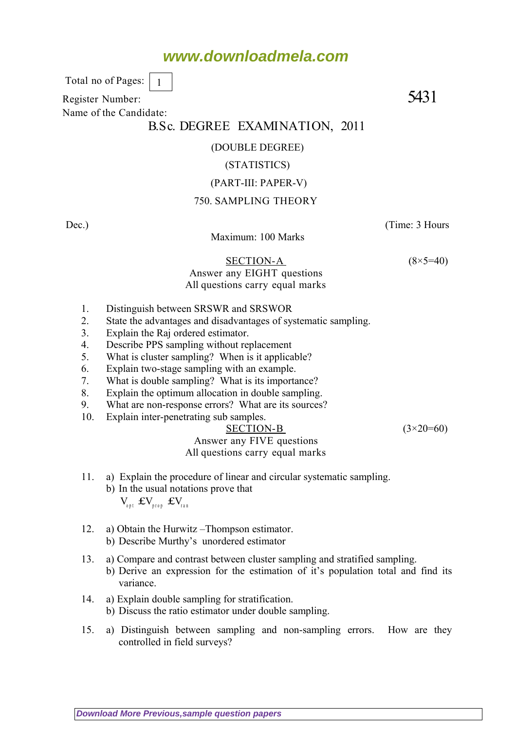www.downloadmela.com

Total no of Pages: 1

Register Number: **5431**

Name of the Candidate:

# B.Sc. DEGREE EXAMINATION, 2011

## (DOUBLE DEGREE)

## (STATISTICS)

## (PART-III: PAPER-V)

## 750. SAMPLING THEORY

Dec.) (Time: 3 Hours

Maximum: 100 Marks

### SECTION-A (8×5=40)

Answer any EIGHT questions
All questions carry equal marks

1. Distinguish between SRSWR and SRSWOR
2. State the advantages and disadvantages of systematic sampling.
3. Explain the Raj ordered estimator.
4. Describe PPS sampling without replacement
5. What is cluster sampling? When is it applicable?
6. Explain two-stage sampling with an example.
7. What is double sampling? What is its importance?
8. Explain the optimum allocation in double sampling.
9. What are non-response errors? What are its sources?
10. Explain inter-penetrating sub samples.

### SECTION-B (3×20=60)

Answer any FIVE questions
All questions carry equal marks

11. a) Explain the procedure of linear and circular systematic sampling.
    b) In the usual notations prove that
    $V_{opt} \le V_{prop} \le V_{ran}$
12. a) Obtain the Hurwitz –Thompson estimator.
    b) Describe Murthy's unordered estimator
13. a) Compare and contrast between cluster sampling and stratified sampling.
    b) Derive an expression for the estimation of it's population total and find its variance.
14. a) Explain double sampling for stratification.
    b) Discuss the ratio estimator under double sampling.
15. a) Distinguish between sampling and non-sampling errors. How are they controlled in field surveys?

Download More Previous,sample question papers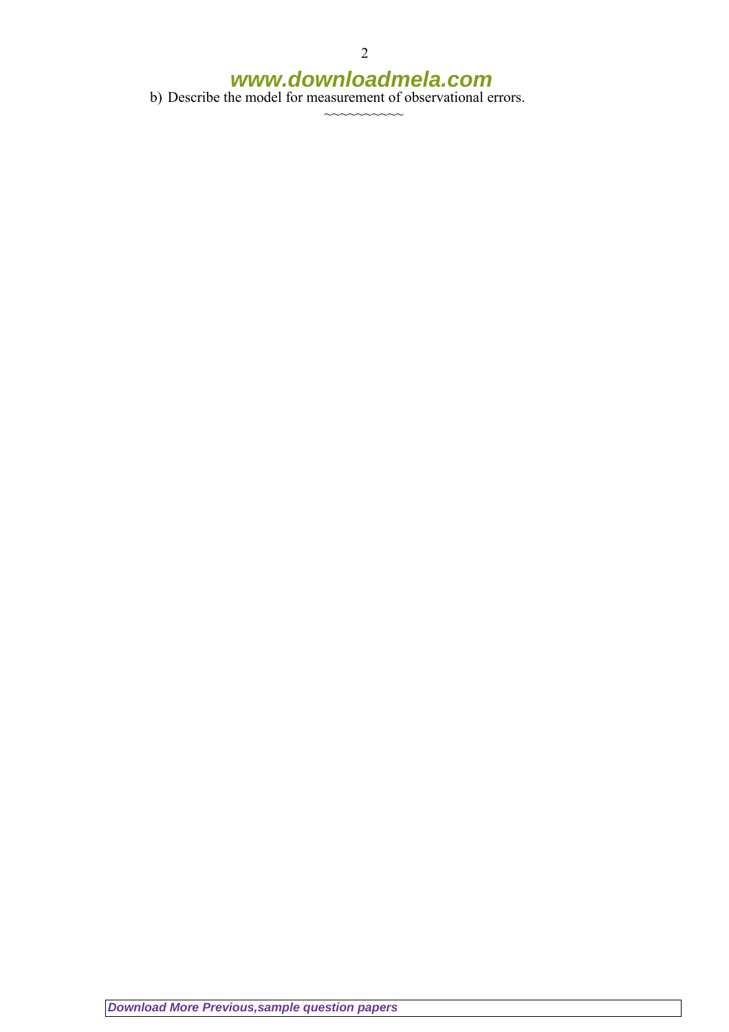b) Describe the model for measurement of observational errors.

~~~~~~~~~~